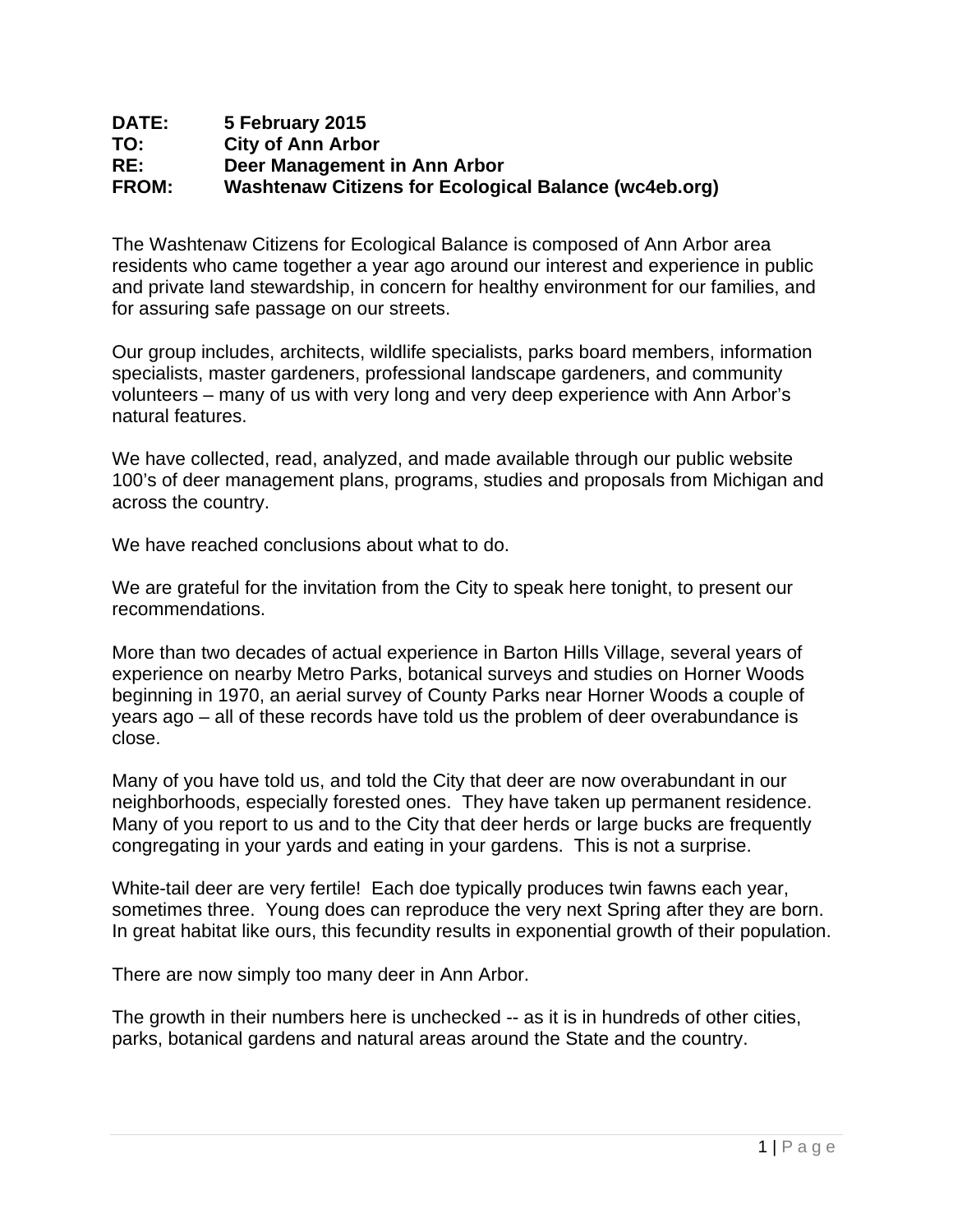**DATE:** 5 February 2015
**TO:** City of Ann Arbor
**RE:** Deer Management in Ann Arbor
**FROM:** Washtenaw Citizens for Ecological Balance (wc4eb.org)

The Washtenaw Citizens for Ecological Balance is composed of Ann Arbor area residents who came together a year ago around our interest and experience in public and private land stewardship, in concern for healthy environment for our families, and for assuring safe passage on our streets.

Our group includes, architects, wildlife specialists, parks board members, information specialists, master gardeners, professional landscape gardeners, and community volunteers – many of us with very long and very deep experience with Ann Arbor's natural features.

We have collected, read, analyzed, and made available through our public website 100's of deer management plans, programs, studies and proposals from Michigan and across the country.

We have reached conclusions about what to do.

We are grateful for the invitation from the City to speak here tonight, to present our recommendations.

More than two decades of actual experience in Barton Hills Village, several years of experience on nearby Metro Parks, botanical surveys and studies on Horner Woods beginning in 1970, an aerial survey of County Parks near Horner Woods a couple of years ago – all of these records have told us the problem of deer overabundance is close.

Many of you have told us, and told the City that deer are now overabundant in our neighborhoods, especially forested ones. They have taken up permanent residence. Many of you report to us and to the City that deer herds or large bucks are frequently congregating in your yards and eating in your gardens. This is not a surprise.

White-tail deer are very fertile! Each doe typically produces twin fawns each year, sometimes three. Young does can reproduce the very next Spring after they are born. In great habitat like ours, this fecundity results in exponential growth of their population.

There are now simply too many deer in Ann Arbor.

The growth in their numbers here is unchecked -- as it is in hundreds of other cities, parks, botanical gardens and natural areas around the State and the country.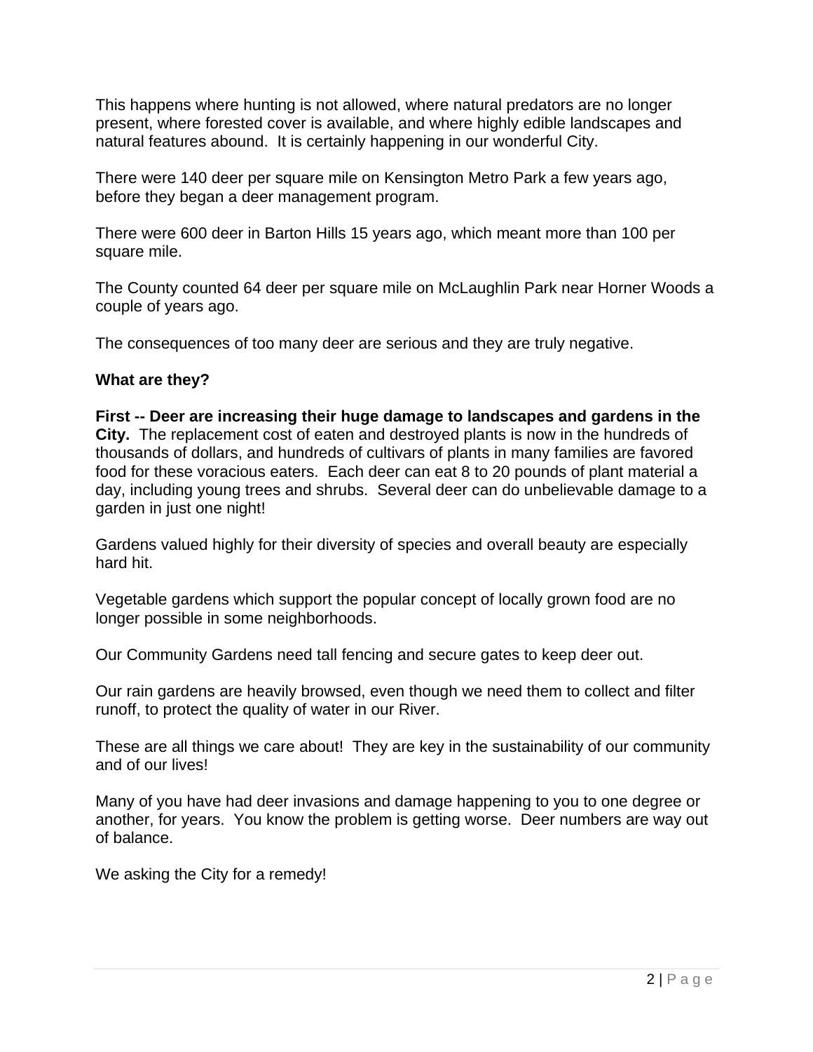This happens where hunting is not allowed, where natural predators are no longer present, where forested cover is available, and where highly edible landscapes and natural features abound. It is certainly happening in our wonderful City.

There were 140 deer per square mile on Kensington Metro Park a few years ago, before they began a deer management program.

There were 600 deer in Barton Hills 15 years ago, which meant more than 100 per square mile.

The County counted 64 deer per square mile on McLaughlin Park near Horner Woods a couple of years ago.

The consequences of too many deer are serious and they are truly negative.

**What are they?**

**First -- Deer are increasing their huge damage to landscapes and gardens in the City.** The replacement cost of eaten and destroyed plants is now in the hundreds of thousands of dollars, and hundreds of cultivars of plants in many families are favored food for these voracious eaters. Each deer can eat 8 to 20 pounds of plant material a day, including young trees and shrubs. Several deer can do unbelievable damage to a garden in just one night!

Gardens valued highly for their diversity of species and overall beauty are especially hard hit.

Vegetable gardens which support the popular concept of locally grown food are no longer possible in some neighborhoods.

Our Community Gardens need tall fencing and secure gates to keep deer out.

Our rain gardens are heavily browsed, even though we need them to collect and filter runoff, to protect the quality of water in our River.

These are all things we care about! They are key in the sustainability of our community and of our lives!

Many of you have had deer invasions and damage happening to you to one degree or another, for years. You know the problem is getting worse. Deer numbers are way out of balance.

We asking the City for a remedy!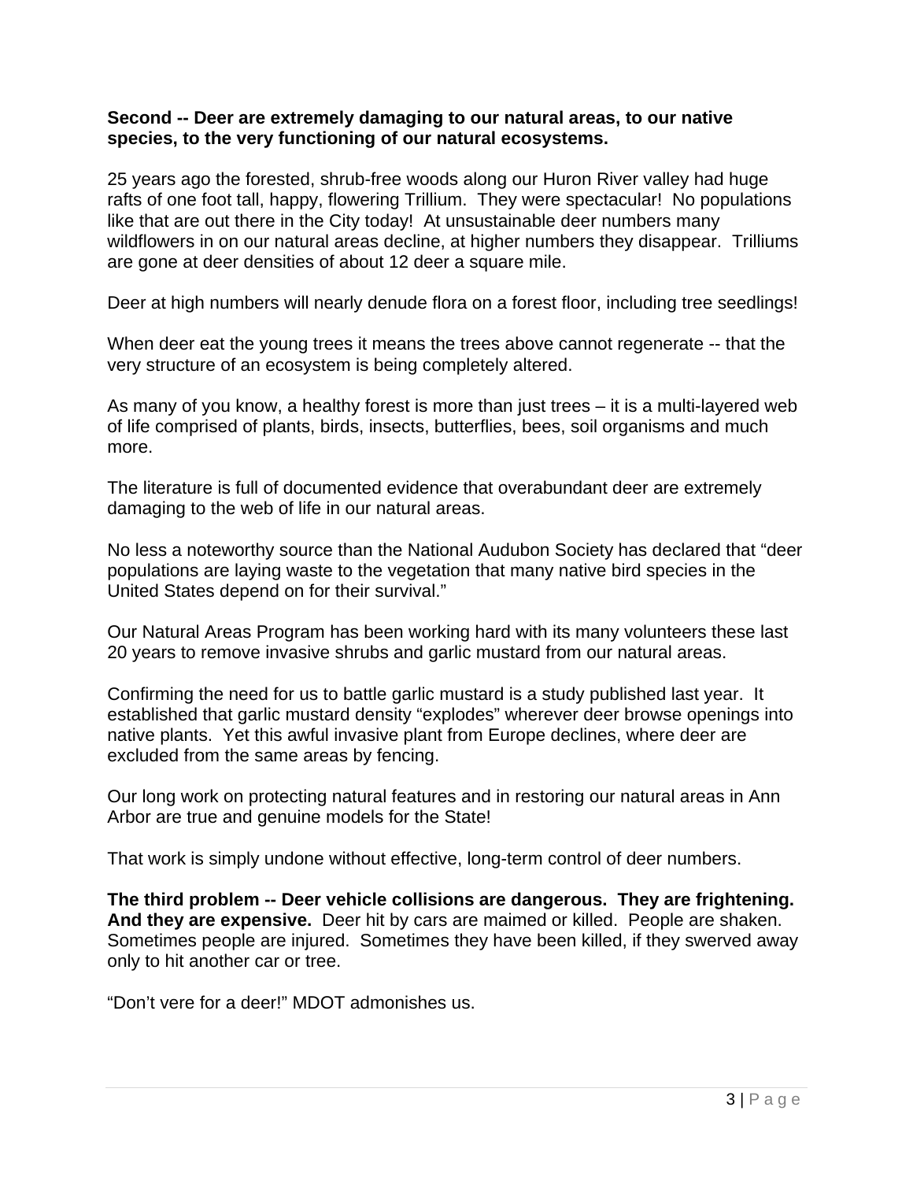**Second -- Deer are extremely damaging to our natural areas, to our native species, to the very functioning of our natural ecosystems.**

25 years ago the forested, shrub-free woods along our Huron River valley had huge rafts of one foot tall, happy, flowering Trillium. They were spectacular! No populations like that are out there in the City today! At unsustainable deer numbers many wildflowers in on our natural areas decline, at higher numbers they disappear. Trilliums are gone at deer densities of about 12 deer a square mile.

Deer at high numbers will nearly denude flora on a forest floor, including tree seedlings!

When deer eat the young trees it means the trees above cannot regenerate -- that the very structure of an ecosystem is being completely altered.

As many of you know, a healthy forest is more than just trees – it is a multi-layered web of life comprised of plants, birds, insects, butterflies, bees, soil organisms and much more.

The literature is full of documented evidence that overabundant deer are extremely damaging to the web of life in our natural areas.

No less a noteworthy source than the National Audubon Society has declared that "deer populations are laying waste to the vegetation that many native bird species in the United States depend on for their survival."

Our Natural Areas Program has been working hard with its many volunteers these last 20 years to remove invasive shrubs and garlic mustard from our natural areas.

Confirming the need for us to battle garlic mustard is a study published last year. It established that garlic mustard density "explodes" wherever deer browse openings into native plants. Yet this awful invasive plant from Europe declines, where deer are excluded from the same areas by fencing.

Our long work on protecting natural features and in restoring our natural areas in Ann Arbor are true and genuine models for the State!

That work is simply undone without effective, long-term control of deer numbers.

**The third problem -- Deer vehicle collisions are dangerous. They are frightening. And they are expensive.** Deer hit by cars are maimed or killed. People are shaken. Sometimes people are injured. Sometimes they have been killed, if they swerved away only to hit another car or tree.

"Don't vere for a deer!" MDOT admonishes us.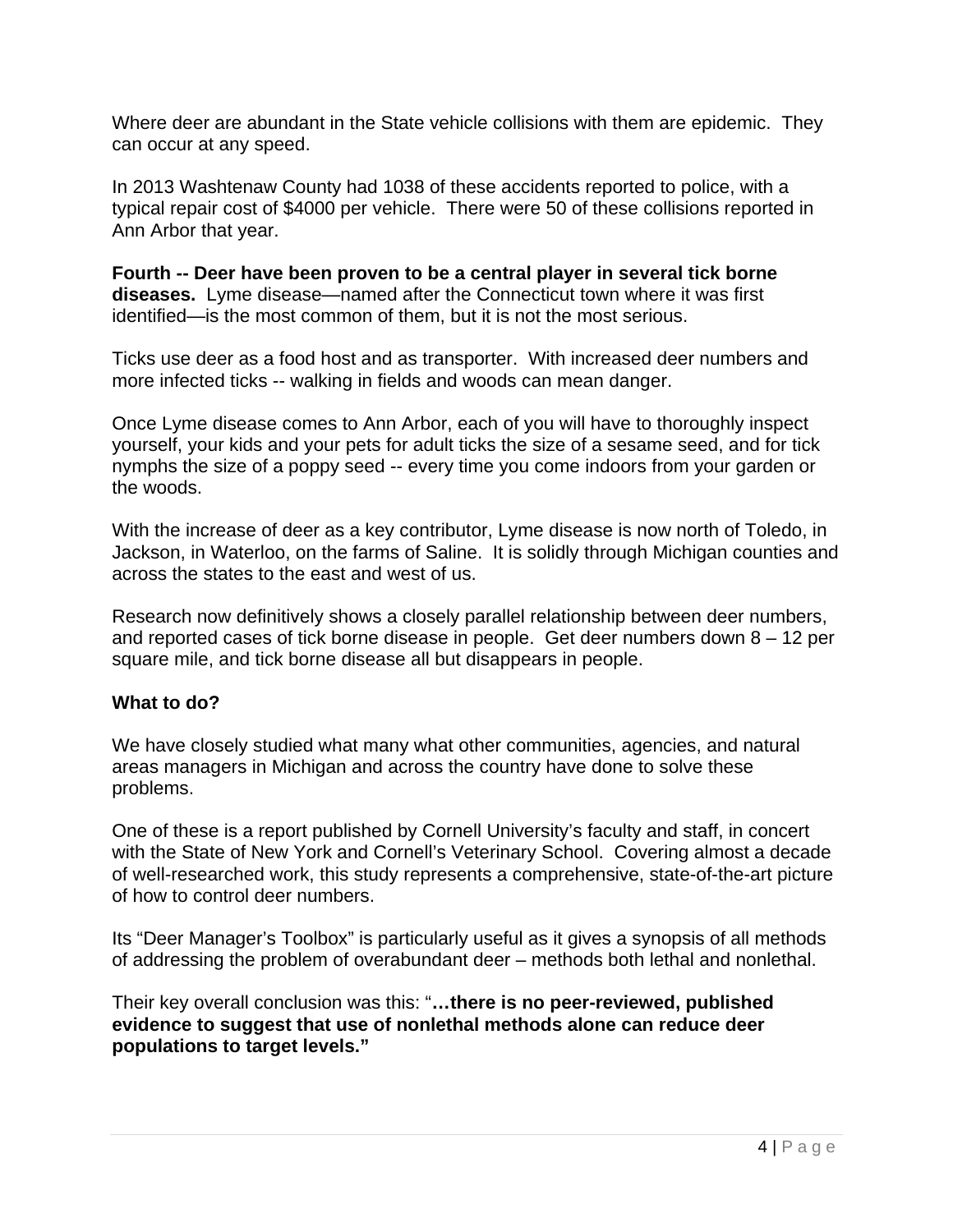Where deer are abundant in the State vehicle collisions with them are epidemic. They can occur at any speed.

In 2013 Washtenaw County had 1038 of these accidents reported to police, with a typical repair cost of $4000 per vehicle. There were 50 of these collisions reported in Ann Arbor that year.

**Fourth -- Deer have been proven to be a central player in several tick borne diseases.** Lyme disease—named after the Connecticut town where it was first identified—is the most common of them, but it is not the most serious.

Ticks use deer as a food host and as transporter. With increased deer numbers and more infected ticks -- walking in fields and woods can mean danger.

Once Lyme disease comes to Ann Arbor, each of you will have to thoroughly inspect yourself, your kids and your pets for adult ticks the size of a sesame seed, and for tick nymphs the size of a poppy seed -- every time you come indoors from your garden or the woods.

With the increase of deer as a key contributor, Lyme disease is now north of Toledo, in Jackson, in Waterloo, on the farms of Saline. It is solidly through Michigan counties and across the states to the east and west of us.

Research now definitively shows a closely parallel relationship between deer numbers, and reported cases of tick borne disease in people. Get deer numbers down 8 – 12 per square mile, and tick borne disease all but disappears in people.

**What to do?**

We have closely studied what many what other communities, agencies, and natural areas managers in Michigan and across the country have done to solve these problems.

One of these is a report published by Cornell University's faculty and staff, in concert with the State of New York and Cornell's Veterinary School. Covering almost a decade of well-researched work, this study represents a comprehensive, state-of-the-art picture of how to control deer numbers.

Its "Deer Manager's Toolbox" is particularly useful as it gives a synopsis of all methods of addressing the problem of overabundant deer – methods both lethal and nonlethal.

Their key overall conclusion was this: "**…there is no peer-reviewed, published evidence to suggest that use of nonlethal methods alone can reduce deer populations to target levels."**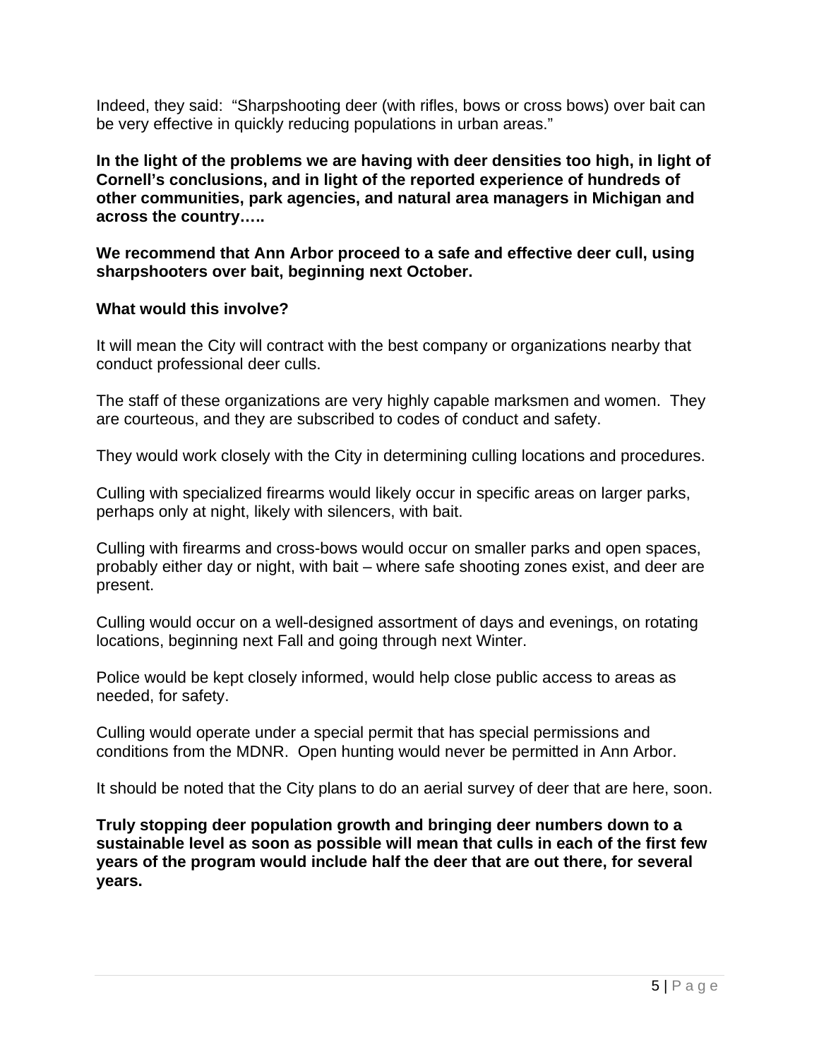Indeed, they said: "Sharpshooting deer (with rifles, bows or cross bows) over bait can be very effective in quickly reducing populations in urban areas."

**In the light of the problems we are having with deer densities too high, in light of Cornell's conclusions, and in light of the reported experience of hundreds of other communities, park agencies, and natural area managers in Michigan and across the country…..**

**We recommend that Ann Arbor proceed to a safe and effective deer cull, using sharpshooters over bait, beginning next October.**

**What would this involve?**

It will mean the City will contract with the best company or organizations nearby that conduct professional deer culls.

The staff of these organizations are very highly capable marksmen and women. They are courteous, and they are subscribed to codes of conduct and safety.

They would work closely with the City in determining culling locations and procedures.

Culling with specialized firearms would likely occur in specific areas on larger parks, perhaps only at night, likely with silencers, with bait.

Culling with firearms and cross-bows would occur on smaller parks and open spaces, probably either day or night, with bait – where safe shooting zones exist, and deer are present.

Culling would occur on a well-designed assortment of days and evenings, on rotating locations, beginning next Fall and going through next Winter.

Police would be kept closely informed, would help close public access to areas as needed, for safety.

Culling would operate under a special permit that has special permissions and conditions from the MDNR. Open hunting would never be permitted in Ann Arbor.

It should be noted that the City plans to do an aerial survey of deer that are here, soon.

**Truly stopping deer population growth and bringing deer numbers down to a sustainable level as soon as possible will mean that culls in each of the first few years of the program would include half the deer that are out there, for several years.**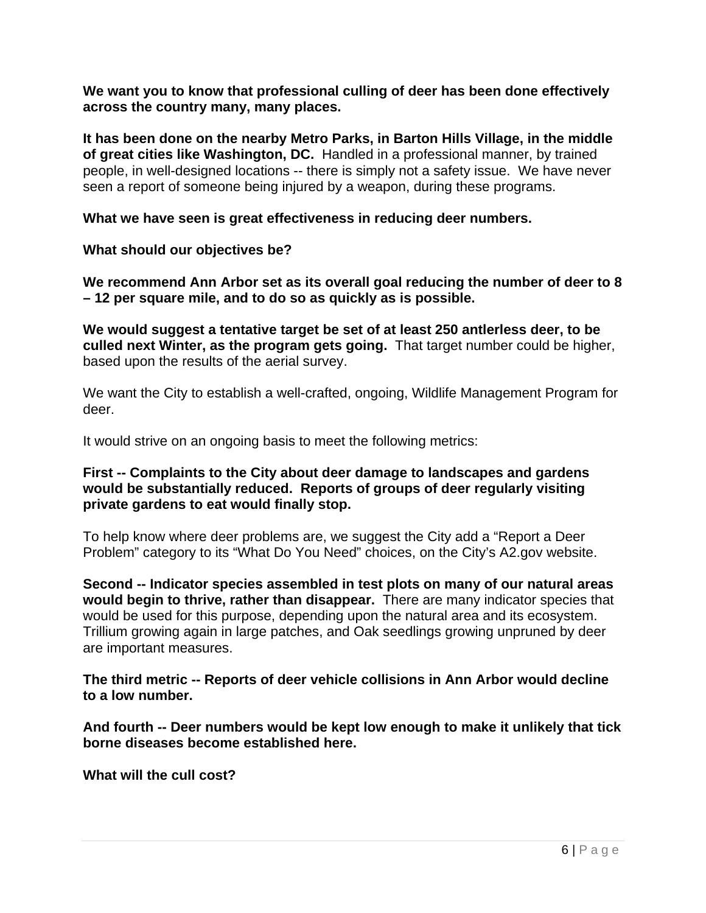**We want you to know that professional culling of deer has been done effectively across the country many, many places.**

**It has been done on the nearby Metro Parks, in Barton Hills Village, in the middle of great cities like Washington, DC.** Handled in a professional manner, by trained people, in well-designed locations -- there is simply not a safety issue. We have never seen a report of someone being injured by a weapon, during these programs.

**What we have seen is great effectiveness in reducing deer numbers.**

**What should our objectives be?**

**We recommend Ann Arbor set as its overall goal reducing the number of deer to 8 – 12 per square mile, and to do so as quickly as is possible.**

**We would suggest a tentative target be set of at least 250 antlerless deer, to be culled next Winter, as the program gets going.** That target number could be higher, based upon the results of the aerial survey.

We want the City to establish a well-crafted, ongoing, Wildlife Management Program for deer.

It would strive on an ongoing basis to meet the following metrics:

**First -- Complaints to the City about deer damage to landscapes and gardens would be substantially reduced. Reports of groups of deer regularly visiting private gardens to eat would finally stop.**

To help know where deer problems are, we suggest the City add a "Report a Deer Problem" category to its "What Do You Need" choices, on the City's A2.gov website.

**Second -- Indicator species assembled in test plots on many of our natural areas would begin to thrive, rather than disappear.** There are many indicator species that would be used for this purpose, depending upon the natural area and its ecosystem. Trillium growing again in large patches, and Oak seedlings growing unpruned by deer are important measures.

**The third metric -- Reports of deer vehicle collisions in Ann Arbor would decline to a low number.**

**And fourth -- Deer numbers would be kept low enough to make it unlikely that tick borne diseases become established here.**

**What will the cull cost?**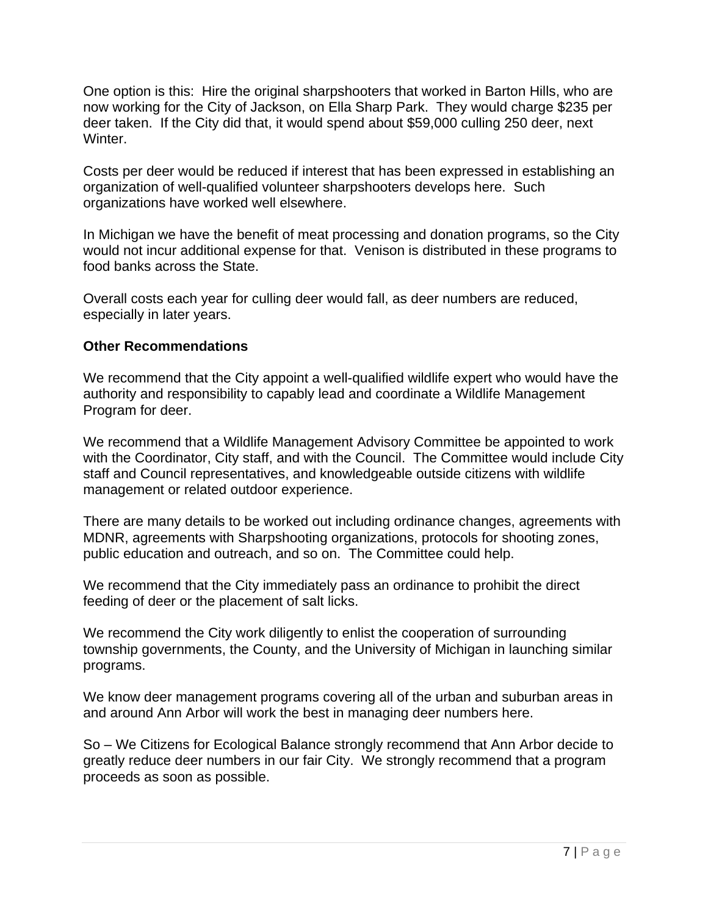One option is this: Hire the original sharpshooters that worked in Barton Hills, who are now working for the City of Jackson, on Ella Sharp Park. They would charge $235 per deer taken. If the City did that, it would spend about $59,000 culling 250 deer, next Winter.

Costs per deer would be reduced if interest that has been expressed in establishing an organization of well-qualified volunteer sharpshooters develops here. Such organizations have worked well elsewhere.

In Michigan we have the benefit of meat processing and donation programs, so the City would not incur additional expense for that. Venison is distributed in these programs to food banks across the State.

Overall costs each year for culling deer would fall, as deer numbers are reduced, especially in later years.

**Other Recommendations**

We recommend that the City appoint a well-qualified wildlife expert who would have the authority and responsibility to capably lead and coordinate a Wildlife Management Program for deer.

We recommend that a Wildlife Management Advisory Committee be appointed to work with the Coordinator, City staff, and with the Council. The Committee would include City staff and Council representatives, and knowledgeable outside citizens with wildlife management or related outdoor experience.

There are many details to be worked out including ordinance changes, agreements with MDNR, agreements with Sharpshooting organizations, protocols for shooting zones, public education and outreach, and so on. The Committee could help.

We recommend that the City immediately pass an ordinance to prohibit the direct feeding of deer or the placement of salt licks.

We recommend the City work diligently to enlist the cooperation of surrounding township governments, the County, and the University of Michigan in launching similar programs.

We know deer management programs covering all of the urban and suburban areas in and around Ann Arbor will work the best in managing deer numbers here.

So – We Citizens for Ecological Balance strongly recommend that Ann Arbor decide to greatly reduce deer numbers in our fair City. We strongly recommend that a program proceeds as soon as possible.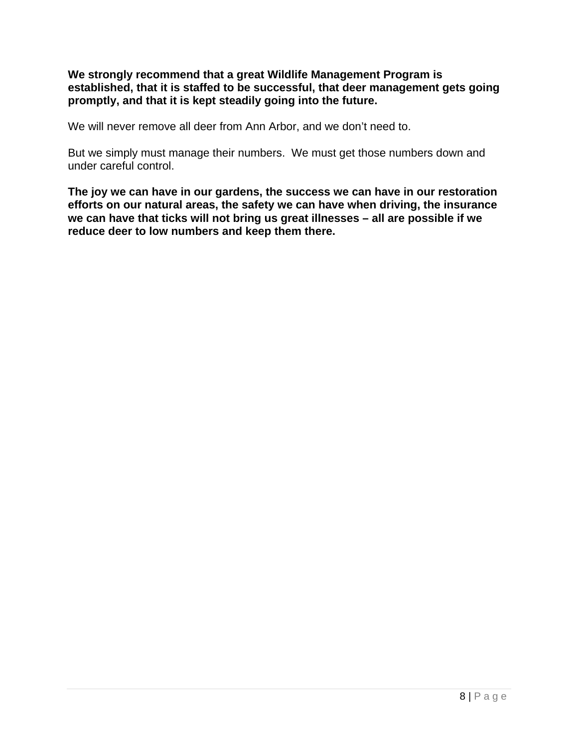**We strongly recommend that a great Wildlife Management Program is established, that it is staffed to be successful, that deer management gets going promptly, and that it is kept steadily going into the future.**

We will never remove all deer from Ann Arbor, and we don't need to.

But we simply must manage their numbers. We must get those numbers down and under careful control.

**The joy we can have in our gardens, the success we can have in our restoration efforts on our natural areas, the safety we can have when driving, the insurance we can have that ticks will not bring us great illnesses – all are possible if we reduce deer to low numbers and keep them there.**